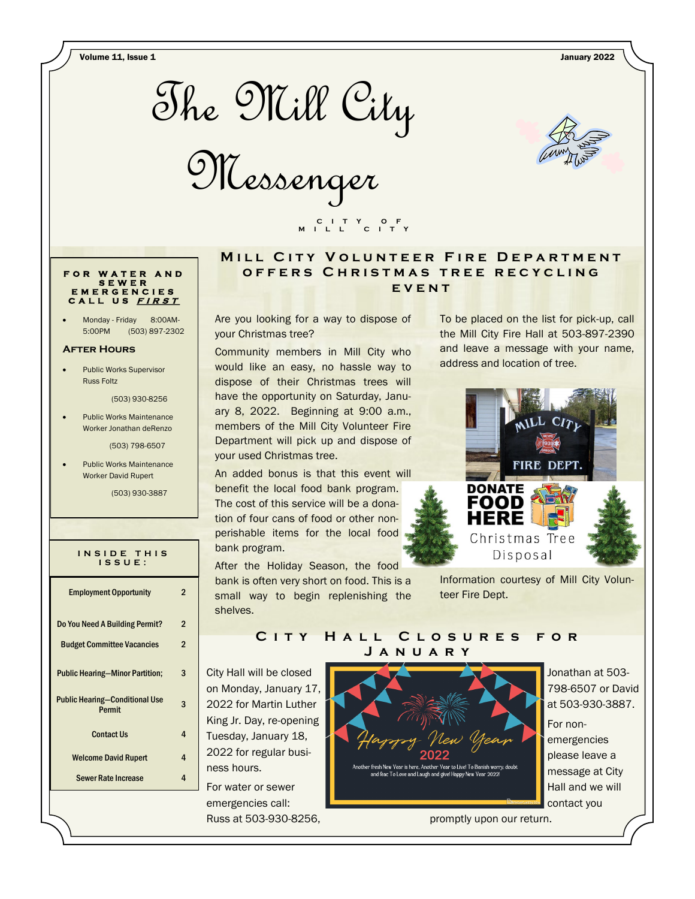# The Mill City Messenger

CITY OF MILL CITY

**FOR WATER AND SEWER EMERGENCIES CALL US *FIRST***

- Monday - Friday 8:00AM-5:00PM (503) 897-2302

### After Hours

- Public Works Supervisor Russ Foltz
  (503) 930-8256
- Public Works Maintenance Worker Jonathan deRenzo
  (503) 798-6507
- Public Works Maintenance Worker David Rupert
  (503) 930-3887

### INSIDE THIS ISSUE:

| | |
|---|---|
| Employment Opportunity | 2 |
| Do You Need A Building Permit? | 2 |
| Budget Committee Vacancies | 2 |
| Public Hearing—Minor Partition; | 3 |
| Public Hearing—Conditional Use Permit | 3 |
| Contact Us | 4 |
| Welcome David Rupert | 4 |
| Sewer Rate Increase | 4 |

## Mill City Volunteer Fire Department offers Christmas tree recycling event

Are you looking for a way to dispose of your Christmas tree?

Community members in Mill City who would like an easy, no hassle way to dispose of their Christmas trees will have the opportunity on Saturday, January 8, 2022. Beginning at 9:00 a.m., members of the Mill City Volunteer Fire Department will pick up and dispose of your used Christmas tree.

An added bonus is that this event will benefit the local food bank program. The cost of this service will be a donation of four cans of food or other non-perishable items for the local food bank program.

After the Holiday Season, the food bank is often very short on food. This is a small way to begin replenishing the shelves.

To be placed on the list for pick-up, call the Mill City Fire Hall at 503-897-2390 and leave a message with your name, address and location of tree.

Information courtesy of Mill City Volunteer Fire Dept.

## City Hall Closures for January

City Hall will be closed on Monday, January 17, 2022 for Martin Luther King Jr. Day, re-opening Tuesday, January 18, 2022 for regular business hours.

For water or sewer emergencies call: Russ at 503-930-8256, Jonathan at 503-798-6507 or David at 503-930-3887.

For non-emergencies please leave a message at City Hall and we will contact you promptly upon our return.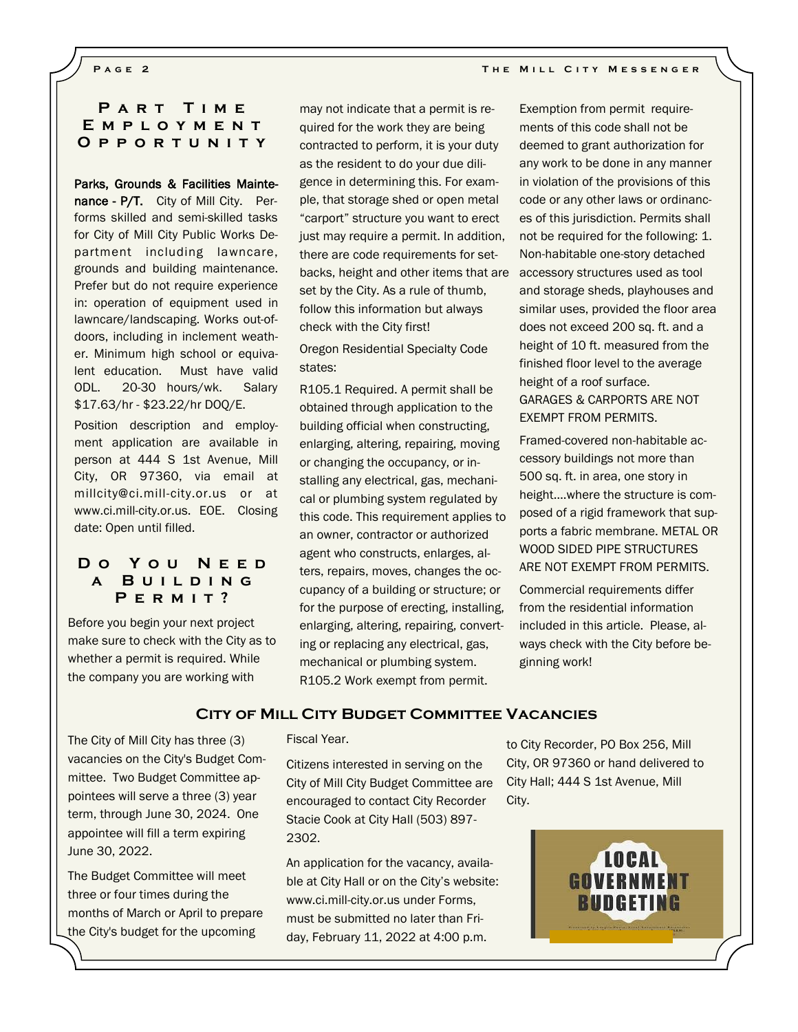## Part Time Employment Opportunity

**Parks, Grounds & Facilities Maintenance - P/T.** City of Mill City. Performs skilled and semi-skilled tasks for City of Mill City Public Works Department including lawncare, grounds and building maintenance. Prefer but do not require experience in: operation of equipment used in lawncare/landscaping. Works out-of-doors, including in inclement weather. Minimum high school or equivalent education. Must have valid ODL. 20-30 hours/wk. Salary $17.63/hr - $23.22/hr DOQ/E.

Position description and employment application are available in person at 444 S 1st Avenue, Mill City, OR 97360, via email at millcity@ci.mill-city.or.us or at www.ci.mill-city.or.us. EOE. Closing date: Open until filled.

## Do You Need a Building Permit?

Before you begin your next project make sure to check with the City as to whether a permit is required. While the company you are working with may not indicate that a permit is required for the work they are being contracted to perform, it is your duty as the resident to do your due diligence in determining this. For example, that storage shed or open metal "carport" structure you want to erect just may require a permit. In addition, there are code requirements for setbacks, height and other items that are set by the City. As a rule of thumb, follow this information but always check with the City first!

Oregon Residential Specialty Code states:

R105.1 Required. A permit shall be obtained through application to the building official when constructing, enlarging, altering, repairing, moving or changing the occupancy, or installing any electrical, gas, mechanical or plumbing system regulated by this code. This requirement applies to an owner, contractor or authorized agent who constructs, enlarges, alters, repairs, moves, changes the occupancy of a building or structure; or for the purpose of erecting, installing, enlarging, altering, repairing, converting or replacing any electrical, gas, mechanical or plumbing system.
R105.2 Work exempt from permit. Exemption from permit requirements of this code shall not be deemed to grant authorization for any work to be done in any manner in violation of the provisions of this code or any other laws or ordinances of this jurisdiction. Permits shall not be required for the following: 1. Non-habitable one-story detached accessory structures used as tool and storage sheds, playhouses and similar uses, provided the floor area does not exceed 200 sq. ft. and a height of 10 ft. measured from the finished floor level to the average height of a roof surface.
GARAGES & CARPORTS ARE NOT EXEMPT FROM PERMITS.

Framed-covered non-habitable accessory buildings not more than 500 sq. ft. in area, one story in height….where the structure is composed of a rigid framework that supports a fabric membrane. METAL OR WOOD SIDED PIPE STRUCTURES ARE NOT EXEMPT FROM PERMITS.

Commercial requirements differ from the residential information included in this article. Please, always check with the City before beginning work!

## City of Mill City Budget Committee Vacancies

The City of Mill City has three (3) vacancies on the City's Budget Committee. Two Budget Committee appointees will serve a three (3) year term, through June 30, 2024. One appointee will fill a term expiring June 30, 2022.

The Budget Committee will meet three or four times during the months of March or April to prepare the City's budget for the upcoming Fiscal Year.

Citizens interested in serving on the City of Mill City Budget Committee are encouraged to contact City Recorder Stacie Cook at City Hall (503) 897-2302.

An application for the vacancy, available at City Hall or on the City's website: www.ci.mill-city.or.us under Forms, must be submitted no later than Friday, February 11, 2022 at 4:00 p.m. to City Recorder, PO Box 256, Mill City, OR 97360 or hand delivered to City Hall; 444 S 1st Avenue, Mill City.

LOCAL GOVERNMENT BUDGETING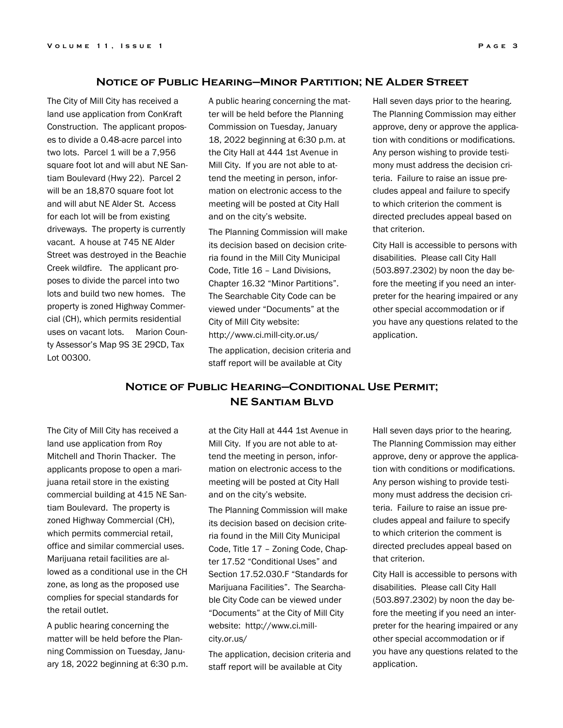## Notice of Public Hearing—Minor Partition; NE Alder Street

The City of Mill City has received a land use application from ConKraft Construction. The applicant proposes to divide a 0.48-acre parcel into two lots. Parcel 1 will be a 7,956 square foot lot and will abut NE Santiam Boulevard (Hwy 22). Parcel 2 will be an 18,870 square foot lot and will abut NE Alder St. Access for each lot will be from existing driveways. The property is currently vacant. A house at 745 NE Alder Street was destroyed in the Beachie Creek wildfire. The applicant proposes to divide the parcel into two lots and build two new homes. The property is zoned Highway Commercial (CH), which permits residential uses on vacant lots. Marion County Assessor's Map 9S 3E 29CD, Tax Lot 00300.

A public hearing concerning the matter will be held before the Planning Commission on Tuesday, January 18, 2022 beginning at 6:30 p.m. at the City Hall at 444 1st Avenue in Mill City. If you are not able to attend the meeting in person, information on electronic access to the meeting will be posted at City Hall and on the city's website.

The Planning Commission will make its decision based on decision criteria found in the Mill City Municipal Code, Title 16 – Land Divisions, Chapter 16.32 "Minor Partitions". The Searchable City Code can be viewed under "Documents" at the City of Mill City website: http://www.ci.mill-city.or.us/

The application, decision criteria and staff report will be available at City Hall seven days prior to the hearing. The Planning Commission may either approve, deny or approve the application with conditions or modifications. Any person wishing to provide testimony must address the decision criteria. Failure to raise an issue precludes appeal and failure to specify to which criterion the comment is directed precludes appeal based on that criterion.

City Hall is accessible to persons with disabilities. Please call City Hall (503.897.2302) by noon the day before the meeting if you need an interpreter for the hearing impaired or any other special accommodation or if you have any questions related to the application.

## Notice of Public Hearing—Conditional Use Permit; NE Santiam Blvd

The City of Mill City has received a land use application from Roy Mitchell and Thorin Thacker. The applicants propose to open a marijuana retail store in the existing commercial building at 415 NE Santiam Boulevard. The property is zoned Highway Commercial (CH), which permits commercial retail, office and similar commercial uses. Marijuana retail facilities are allowed as a conditional use in the CH zone, as long as the proposed use complies for special standards for the retail outlet.

A public hearing concerning the matter will be held before the Planning Commission on Tuesday, January 18, 2022 beginning at 6:30 p.m. at the City Hall at 444 1st Avenue in Mill City. If you are not able to attend the meeting in person, information on electronic access to the meeting will be posted at City Hall and on the city's website.

The Planning Commission will make its decision based on decision criteria found in the Mill City Municipal Code, Title 17 – Zoning Code, Chapter 17.52 "Conditional Uses" and Section 17.52.030.F "Standards for Marijuana Facilities". The Searchable City Code can be viewed under "Documents" at the City of Mill City website: http://www.ci.mill-city.or.us/

The application, decision criteria and staff report will be available at City Hall seven days prior to the hearing. The Planning Commission may either approve, deny or approve the application with conditions or modifications. Any person wishing to provide testimony must address the decision criteria. Failure to raise an issue precludes appeal and failure to specify to which criterion the comment is directed precludes appeal based on that criterion.

City Hall is accessible to persons with disabilities. Please call City Hall (503.897.2302) by noon the day before the meeting if you need an interpreter for the hearing impaired or any other special accommodation or if you have any questions related to the application.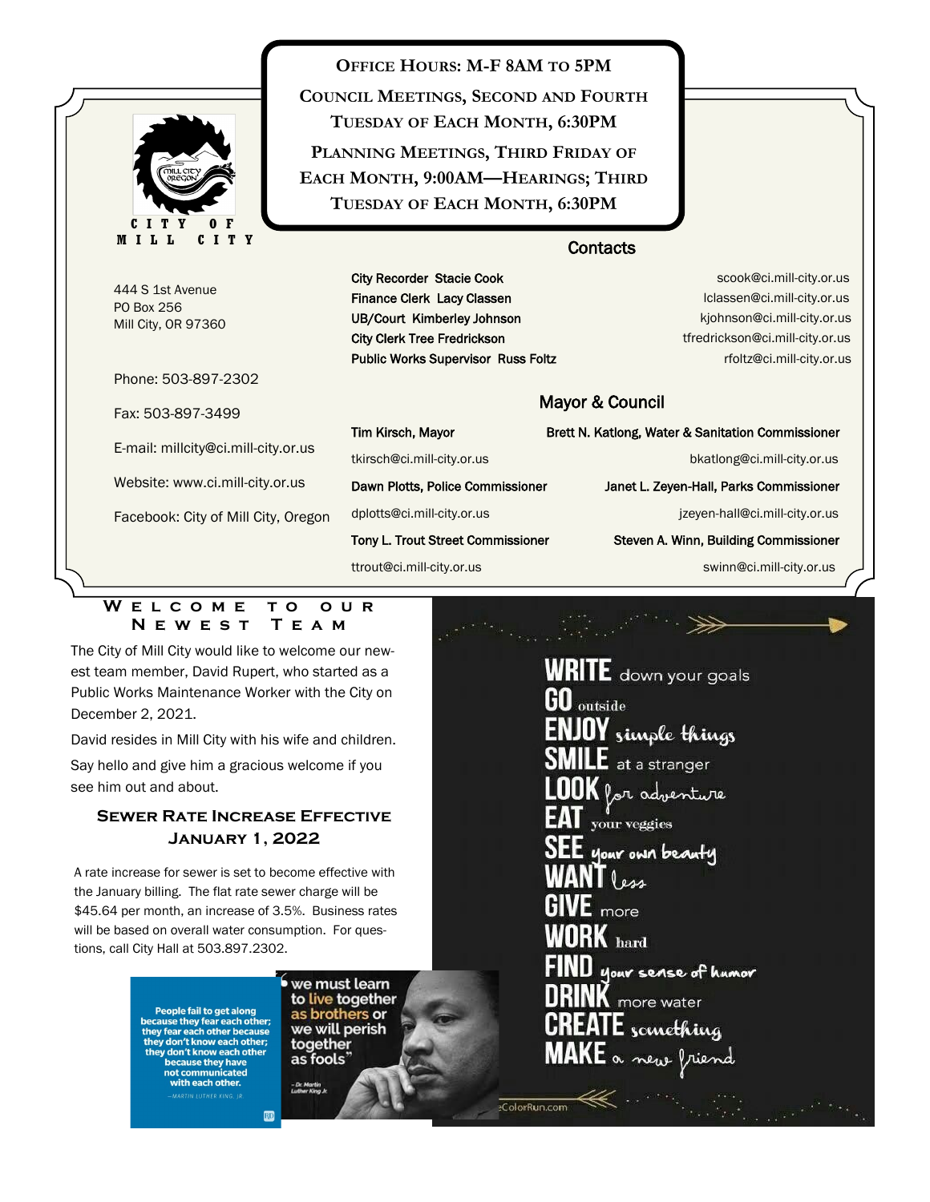**Office Hours: M-F 8AM to 5PM**

**Council Meetings, Second and Fourth Tuesday of Each Month, 6:30PM**

**Planning Meetings, Third Friday of Each Month, 9:00AM—Hearings; Third Tuesday of Each Month, 6:30PM**

CITY OF MILL CITY

444 S 1st Avenue
PO Box 256
Mill City, OR 97360

Phone: 503-897-2302

Fax: 503-897-3499

E-mail: millcity@ci.mill-city.or.us

Website: www.ci.mill-city.or.us

Facebook: City of Mill City, Oregon

## Contacts

| | |
|---|---|
| City Recorder Stacie Cook | scook@ci.mill-city.or.us |
| Finance Clerk Lacy Classen | lclassen@ci.mill-city.or.us |
| UB/Court Kimberley Johnson | kjohnson@ci.mill-city.or.us |
| City Clerk Tree Fredrickson | tfredrickson@ci.mill-city.or.us |
| Public Works Supervisor Russ Foltz | rfoltz@ci.mill-city.or.us |

## Mayor & Council

**Tim Kirsch, Mayor**
tkirsch@ci.mill-city.or.us

**Brett N. Katlong, Water & Sanitation Commissioner**
bkatlong@ci.mill-city.or.us

**Dawn Plotts, Police Commissioner**
dplotts@ci.mill-city.or.us

**Janet L. Zeyen-Hall, Parks Commissioner**
jzeyen-hall@ci.mill-city.or.us

**Tony L. Trout Street Commissioner**
ttrout@ci.mill-city.or.us

**Steven A. Winn, Building Commissioner**
swinn@ci.mill-city.or.us

## Welcome to our Newest Team

The City of Mill City would like to welcome our newest team member, David Rupert, who started as a Public Works Maintenance Worker with the City on December 2, 2021.

David resides in Mill City with his wife and children.

Say hello and give him a gracious welcome if you see him out and about.

## Sewer Rate Increase Effective January 1, 2022

A rate increase for sewer is set to become effective with the January billing. The flat rate sewer charge will be $45.64 per month, an increase of 3.5%. Business rates will be based on overall water consumption. For questions, call City Hall at 503.897.2302.

People fail to get along because they fear each other; they fear each other because they don't know each other; they don't know each other because they have not communicated with each other.
—MARTIN LUTHER KING, JR.

"we must learn to live together as brothers or we will perish together as fools"
– Dr. Martin Luther King Jr.

WRITE down your goals
GO outside
ENJOY simple things
SMILE at a stranger
LOOK for adventure
EAT your veggies
SEE your own beauty
WANT less
GIVE more
WORK hard
FIND your sense of humor
DRINK more water
CREATE something
MAKE a new friend